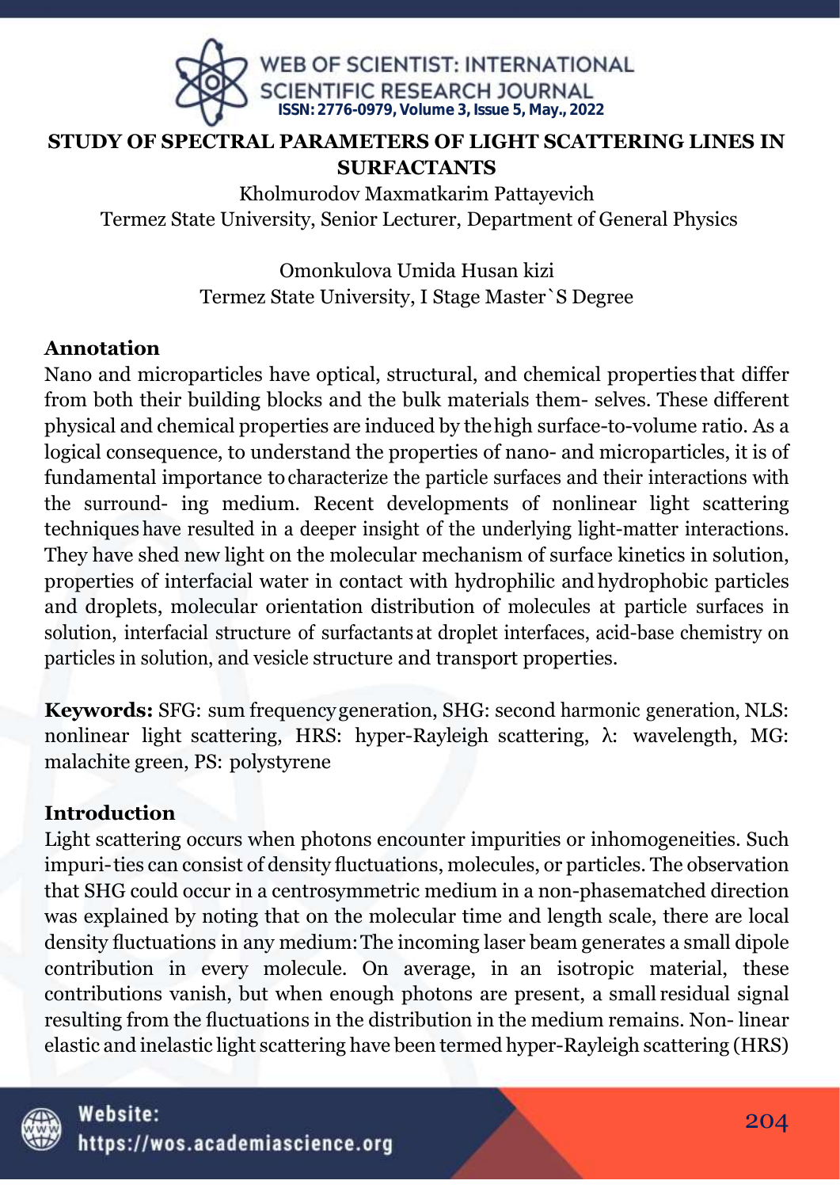# STUDY OF SPECTRAL PARAMETERS OF LIGHT SCATTERING LINES IN SURFACTANTS

Kholmurodov Maxmatkarim Pattayevich
Termez State University, Senior Lecturer, Department of General Physics

Omonkulova Umida Husan kizi
Termez State University, I Stage Master`S Degree

## Annotation

Nano and microparticles have optical, structural, and chemical properties that differ from both their building blocks and the bulk materials them- selves. These different physical and chemical properties are induced by the high surface-to-volume ratio. As a logical consequence, to understand the properties of nano- and microparticles, it is of fundamental importance to characterize the particle surfaces and their interactions with the surround- ing medium. Recent developments of nonlinear light scattering techniques have resulted in a deeper insight of the underlying light-matter interactions. They have shed new light on the molecular mechanism of surface kinetics in solution, properties of interfacial water in contact with hydrophilic and hydrophobic particles and droplets, molecular orientation distribution of molecules at particle surfaces in solution, interfacial structure of surfactants at droplet interfaces, acid-base chemistry on particles in solution, and vesicle structure and transport properties.

**Keywords:** SFG: sum frequency generation, SHG: second harmonic generation, NLS: nonlinear light scattering, HRS: hyper-Rayleigh scattering, λ: wavelength, MG: malachite green, PS: polystyrene

## Introduction

Light scattering occurs when photons encounter impurities or inhomogeneities. Such impuri-ties can consist of density fluctuations, molecules, or particles. The observation that SHG could occur in a centrosymmetric medium in a non-phasematched direction was explained by noting that on the molecular time and length scale, there are local density fluctuations in any medium: The incoming laser beam generates a small dipole contribution in every molecule. On average, in an isotropic material, these contributions vanish, but when enough photons are present, a small residual signal resulting from the fluctuations in the distribution in the medium remains. Non- linear elastic and inelastic light scattering have been termed hyper-Rayleigh scattering (HRS)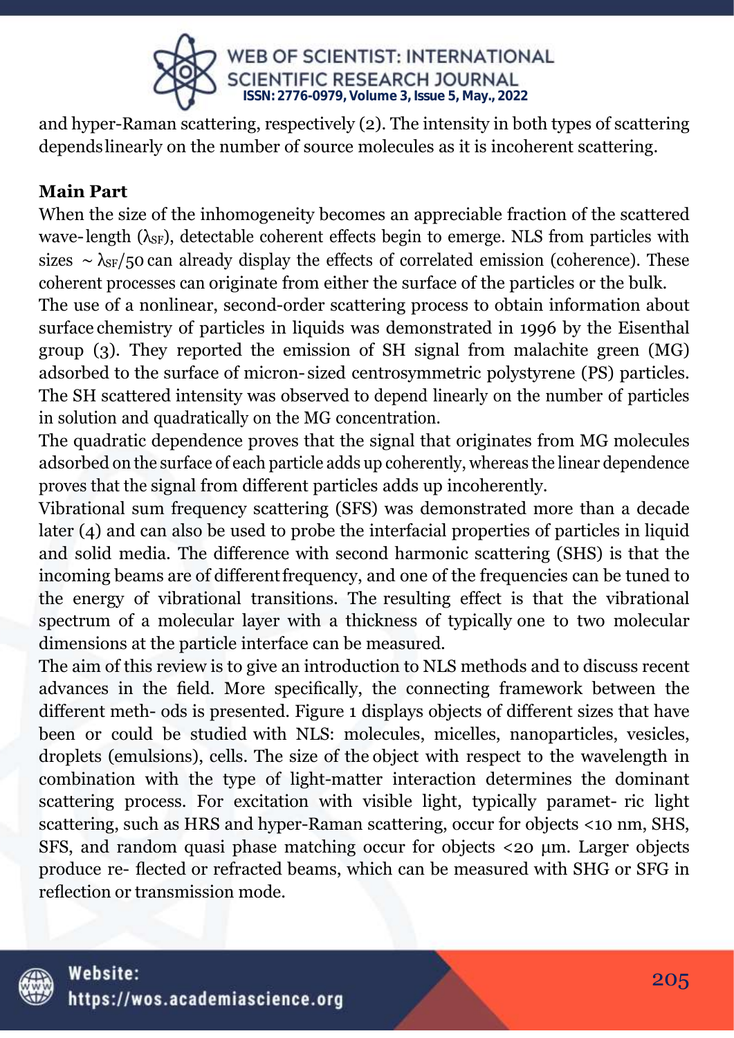and hyper-Raman scattering, respectively (2). The intensity in both types of scattering depends linearly on the number of source molecules as it is incoherent scattering.

**Main Part**

When the size of the inhomogeneity becomes an appreciable fraction of the scattered wave-length ($\lambda_{SF}$), detectable coherent effects begin to emerge. NLS from particles with sizes $\sim \lambda_{SF}/50$ can already display the effects of correlated emission (coherence). These coherent processes can originate from either the surface of the particles or the bulk.

The use of a nonlinear, second-order scattering process to obtain information about surface chemistry of particles in liquids was demonstrated in 1996 by the Eisenthal group (3). They reported the emission of SH signal from malachite green (MG) adsorbed to the surface of micron-sized centrosymmetric polystyrene (PS) particles. The SH scattered intensity was observed to depend linearly on the number of particles in solution and quadratically on the MG concentration.

The quadratic dependence proves that the signal that originates from MG molecules adsorbed on the surface of each particle adds up coherently, whereas the linear dependence proves that the signal from different particles adds up incoherently.

Vibrational sum frequency scattering (SFS) was demonstrated more than a decade later (4) and can also be used to probe the interfacial properties of particles in liquid and solid media. The difference with second harmonic scattering (SHS) is that the incoming beams are of different frequency, and one of the frequencies can be tuned to the energy of vibrational transitions. The resulting effect is that the vibrational spectrum of a molecular layer with a thickness of typically one to two molecular dimensions at the particle interface can be measured.

The aim of this review is to give an introduction to NLS methods and to discuss recent advances in the field. More specifically, the connecting framework between the different meth- ods is presented. Figure 1 displays objects of different sizes that have been or could be studied with NLS: molecules, micelles, nanoparticles, vesicles, droplets (emulsions), cells. The size of the object with respect to the wavelength in combination with the type of light-matter interaction determines the dominant scattering process. For excitation with visible light, typically paramet- ric light scattering, such as HRS and hyper-Raman scattering, occur for objects <10 nm, SHS, SFS, and random quasi phase matching occur for objects <20 μm. Larger objects produce re- flected or refracted beams, which can be measured with SHG or SFG in reflection or transmission mode.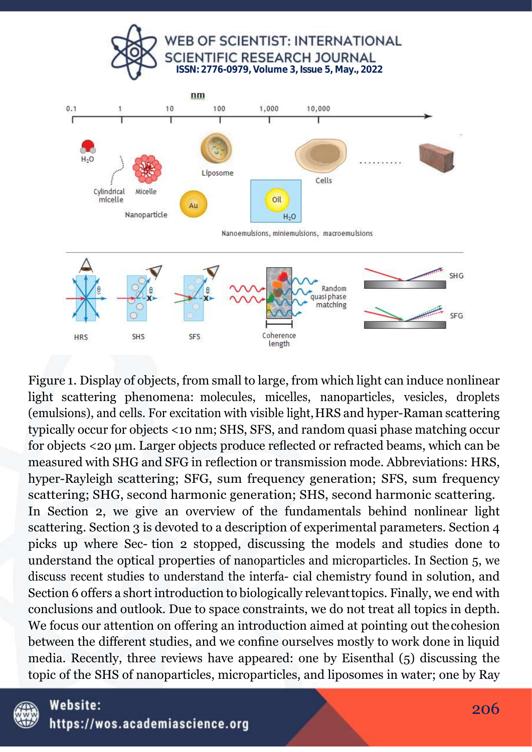Figure 1. Display of objects, from small to large, from which light can induce nonlinear light scattering phenomena: molecules, micelles, nanoparticles, vesicles, droplets (emulsions), and cells. For excitation with visible light, HRS and hyper-Raman scattering typically occur for objects <10 nm; SHS, SFS, and random quasi phase matching occur for objects <20 μm. Larger objects produce reflected or refracted beams, which can be measured with SHG and SFG in reflection or transmission mode. Abbreviations: HRS, hyper-Rayleigh scattering; SFG, sum frequency generation; SFS, sum frequency scattering; SHG, second harmonic generation; SHS, second harmonic scattering.

In Section 2, we give an overview of the fundamentals behind nonlinear light scattering. Section 3 is devoted to a description of experimental parameters. Section 4 picks up where Sec- tion 2 stopped, discussing the models and studies done to understand the optical properties of nanoparticles and microparticles. In Section 5, we discuss recent studies to understand the interfa- cial chemistry found in solution, and Section 6 offers a short introduction to biologically relevant topics. Finally, we end with conclusions and outlook. Due to space constraints, we do not treat all topics in depth. We focus our attention on offering an introduction aimed at pointing out the cohesion between the different studies, and we confine ourselves mostly to work done in liquid media. Recently, three reviews have appeared: one by Eisenthal (5) discussing the topic of the SHS of nanoparticles, microparticles, and liposomes in water; one by Ray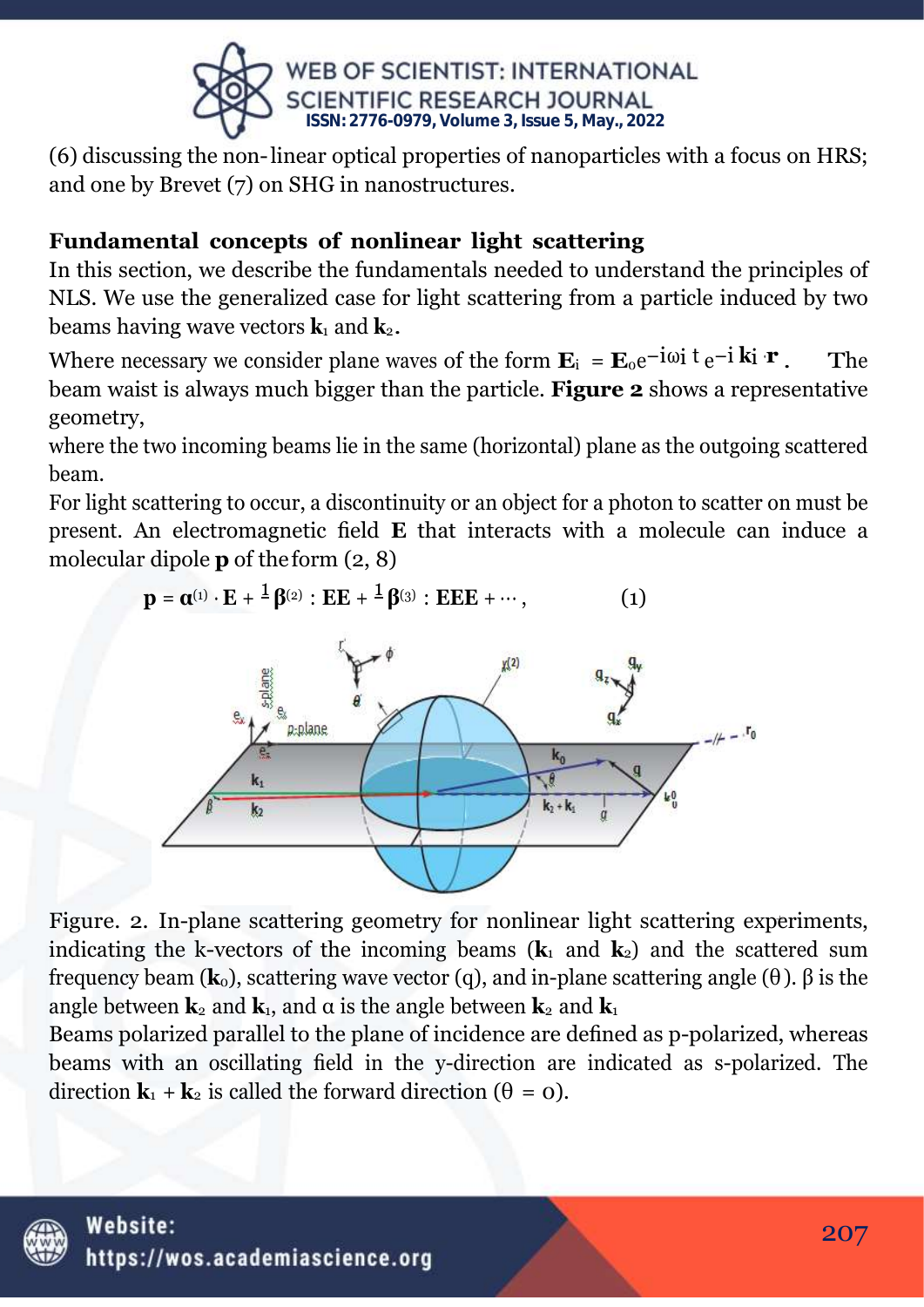(6) discussing the non-linear optical properties of nanoparticles with a focus on HRS; and one by Brevet (7) on SHG in nanostructures.

**Fundamental concepts of nonlinear light scattering**

In this section, we describe the fundamentals needed to understand the principles of NLS. We use the generalized case for light scattering from a particle induced by two beams having wave vectors $\mathbf{k}_1$ and $\mathbf{k}_2$.

Where necessary we consider plane waves of the form $\mathbf{E}_i = \mathbf{E}_0 e^{-i\omega_i t} e^{-i \mathbf{k}_i \cdot \mathbf{r}}$. The beam waist is always much bigger than the particle. **Figure 2** shows a representative geometry,

where the two incoming beams lie in the same (horizontal) plane as the outgoing scattered beam.

For light scattering to occur, a discontinuity or an object for a photon to scatter on must be present. An electromagnetic field $\mathbf{E}$ that interacts with a molecule can induce a molecular dipole $\mathbf{p}$ of the form (2, 8)

$$\mathbf{p} = \boldsymbol{\alpha}^{(1)} \cdot \mathbf{E} + \frac{1}{}\boldsymbol{\beta}^{(2)} : \mathbf{EE} + \frac{1}{}\boldsymbol{\beta}^{(3)} : \mathbf{EEE} + \cdots, \quad (1)$$

Figure. 2. In-plane scattering geometry for nonlinear light scattering experiments, indicating the k-vectors of the incoming beams ($\mathbf{k}_1$ and $\mathbf{k}_2$) and the scattered sum frequency beam ($\mathbf{k}_0$), scattering wave vector (q), and in-plane scattering angle ($\theta$). $\beta$ is the angle between $\mathbf{k}_2$ and $\mathbf{k}_1$, and $\alpha$ is the angle between $\mathbf{k}_2$ and $\mathbf{k}_1$

Beams polarized parallel to the plane of incidence are defined as p-polarized, whereas beams with an oscillating field in the y-direction are indicated as s-polarized. The direction $\mathbf{k}_1 + \mathbf{k}_2$ is called the forward direction ($\theta = 0$).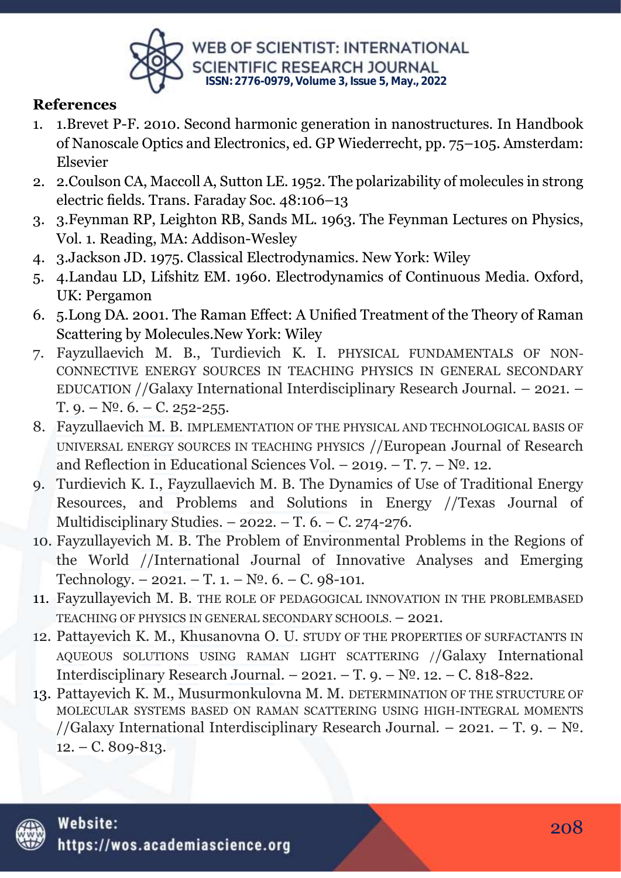## References

1. 1.Brevet P-F. 2010. Second harmonic generation in nanostructures. In Handbook of Nanoscale Optics and Electronics, ed. GP Wiederrecht, pp. 75–105. Amsterdam: Elsevier
2. 2.Coulson CA, Maccoll A, Sutton LE. 1952. The polarizability of molecules in strong electric fields. Trans. Faraday Soc. 48:106–13
3. 3.Feynman RP, Leighton RB, Sands ML. 1963. The Feynman Lectures on Physics, Vol. 1. Reading, MA: Addison-Wesley
4. 3.Jackson JD. 1975. Classical Electrodynamics. New York: Wiley
5. 4.Landau LD, Lifshitz EM. 1960. Electrodynamics of Continuous Media. Oxford, UK: Pergamon
6. 5.Long DA. 2001. The Raman Effect: A Unified Treatment of the Theory of Raman Scattering by Molecules.New York: Wiley
7. Fayzullaevich M. B., Turdievich K. I. PHYSICAL FUNDAMENTALS OF NON-CONNECTIVE ENERGY SOURCES IN TEACHING PHYSICS IN GENERAL SECONDARY EDUCATION //Galaxy International Interdisciplinary Research Journal. – 2021. – Т. 9. – №. 6. – С. 252-255.
8. Fayzullaevich M. B. IMPLEMENTATION OF THE PHYSICAL AND TECHNOLOGICAL BASIS OF UNIVERSAL ENERGY SOURCES IN TEACHING PHYSICS //European Journal of Research and Reflection in Educational Sciences Vol. – 2019. – Т. 7. – №. 12.
9. Turdievich K. I., Fayzullaevich M. B. The Dynamics of Use of Traditional Energy Resources, and Problems and Solutions in Energy //Texas Journal of Multidisciplinary Studies. – 2022. – Т. 6. – С. 274-276.
10. Fayzullayevich M. B. The Problem of Environmental Problems in the Regions of the World //International Journal of Innovative Analyses and Emerging Technology. – 2021. – Т. 1. – №. 6. – С. 98-101.
11. Fayzullayevich M. B. THE ROLE OF PEDAGOGICAL INNOVATION IN THE PROBLEMBASED TEACHING OF PHYSICS IN GENERAL SECONDARY SCHOOLS. – 2021.
12. Pattayevich K. M., Khusanovna O. U. STUDY OF THE PROPERTIES OF SURFACTANTS IN AQUEOUS SOLUTIONS USING RAMAN LIGHT SCATTERING //Galaxy International Interdisciplinary Research Journal. – 2021. – Т. 9. – №. 12. – С. 818-822.
13. Pattayevich K. M., Musurmonkulovna M. M. DETERMINATION OF THE STRUCTURE OF MOLECULAR SYSTEMS BASED ON RAMAN SCATTERING USING HIGH-INTEGRAL MOMENTS //Galaxy International Interdisciplinary Research Journal. – 2021. – Т. 9. – №. 12. – С. 809-813.